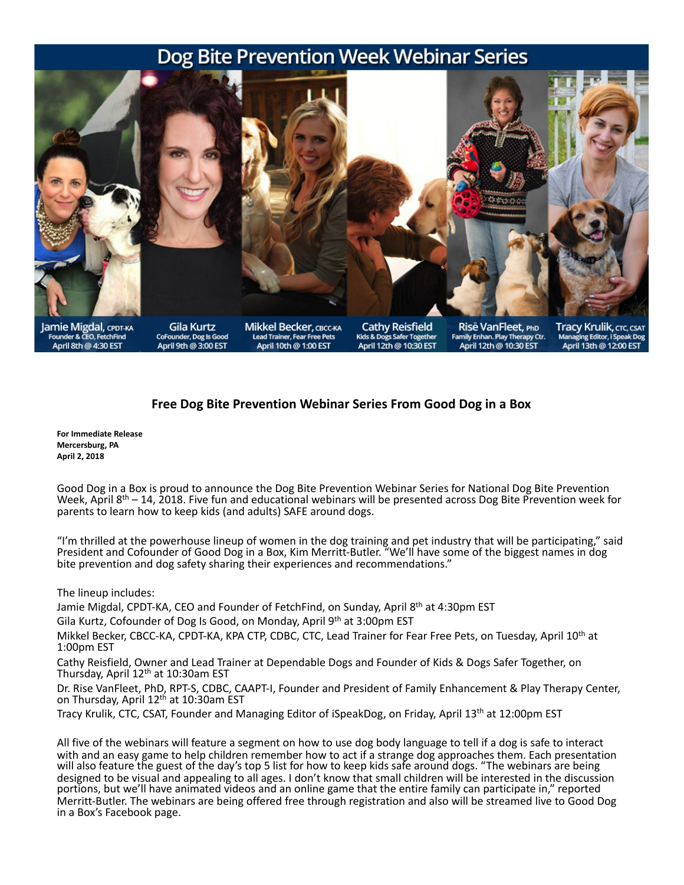# Dog Bite Prevention Week Webinar Series

Jamie Migdal, CPDT-KA
Founder & CEO, FetchFind
April 8th @ 4:30 EST

Gila Kurtz
CoFounder, Dog Is Good
April 9th @ 3:00 EST

Mikkel Becker, CBCC-KA
Lead Trainer, Fear Free Pets
April 10th @ 1:00 EST

Cathy Reisfield
Kids & Dogs Safer Together
April 12th @ 10:30 EST

Risë VanFleet, PhD
Family Enhan. Play Therapy Ctr.
April 12th @ 10:30 EST

Tracy Krulik, CTC, CSAT
Managing Editor, I Speak Dog
April 13th @ 12:00 EST

## Free Dog Bite Prevention Webinar Series From Good Dog in a Box

**For Immediate Release**
**Mercersburg, PA**
**April 2, 2018**

Good Dog in a Box is proud to announce the Dog Bite Prevention Webinar Series for National Dog Bite Prevention Week, April 8th – 14, 2018. Five fun and educational webinars will be presented across Dog Bite Prevention week for parents to learn how to keep kids (and adults) SAFE around dogs.

"I'm thrilled at the powerhouse lineup of women in the dog training and pet industry that will be participating," said President and Cofounder of Good Dog in a Box, Kim Merritt-Butler. "We'll have some of the biggest names in dog bite prevention and dog safety sharing their experiences and recommendations."

The lineup includes:

Jamie Migdal, CPDT-KA, CEO and Founder of FetchFind, on Sunday, April 8th at 4:30pm EST

Gila Kurtz, Cofounder of Dog Is Good, on Monday, April 9th at 3:00pm EST

Mikkel Becker, CBCC-KA, CPDT-KA, KPA CTP, CDBC, CTC, Lead Trainer for Fear Free Pets, on Tuesday, April 10th at 1:00pm EST

Cathy Reisfield, Owner and Lead Trainer at Dependable Dogs and Founder of Kids & Dogs Safer Together, on Thursday, April 12th at 10:30am EST

Dr. Rise VanFleet, PhD, RPT-S, CDBC, CAAPT-I, Founder and President of Family Enhancement & Play Therapy Center, on Thursday, April 12th at 10:30am EST

Tracy Krulik, CTC, CSAT, Founder and Managing Editor of iSpeakDog, on Friday, April 13th at 12:00pm EST

All five of the webinars will feature a segment on how to use dog body language to tell if a dog is safe to interact with and an easy game to help children remember how to act if a strange dog approaches them. Each presentation will also feature the guest of the day's top 5 list for how to keep kids safe around dogs. "The webinars are being designed to be visual and appealing to all ages. I don't know that small children will be interested in the discussion portions, but we'll have animated videos and an online game that the entire family can participate in," reported Merritt-Butler. The webinars are being offered free through registration and also will be streamed live to Good Dog in a Box's Facebook page.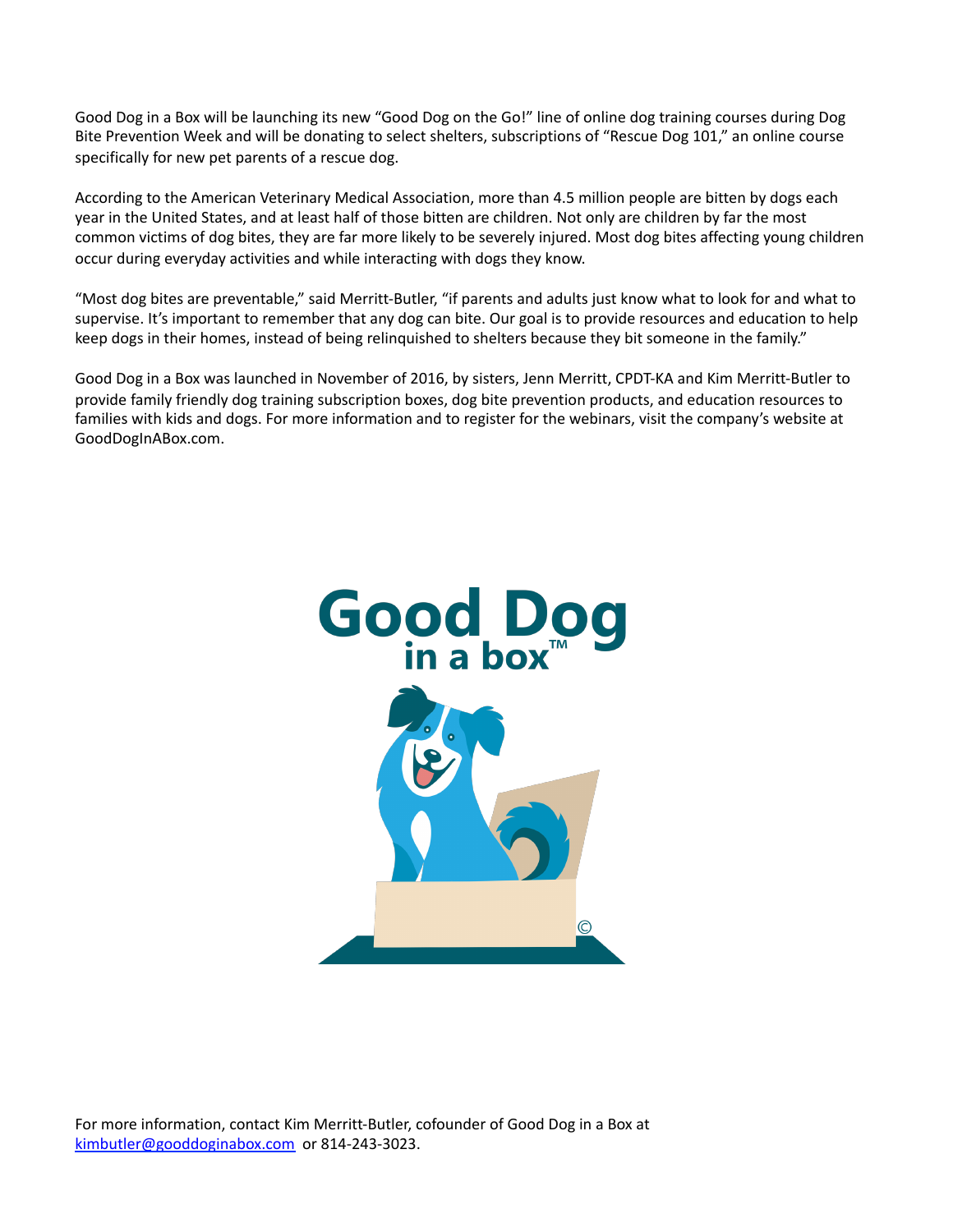Good Dog in a Box will be launching its new "Good Dog on the Go!" line of online dog training courses during Dog Bite Prevention Week and will be donating to select shelters, subscriptions of "Rescue Dog 101," an online course specifically for new pet parents of a rescue dog.

According to the American Veterinary Medical Association, more than 4.5 million people are bitten by dogs each year in the United States, and at least half of those bitten are children. Not only are children by far the most common victims of dog bites, they are far more likely to be severely injured. Most dog bites affecting young children occur during everyday activities and while interacting with dogs they know.

"Most dog bites are preventable," said Merritt-Butler, "if parents and adults just know what to look for and what to supervise. It's important to remember that any dog can bite. Our goal is to provide resources and education to help keep dogs in their homes, instead of being relinquished to shelters because they bit someone in the family."

Good Dog in a Box was launched in November of 2016, by sisters, Jenn Merritt, CPDT-KA and Kim Merritt-Butler to provide family friendly dog training subscription boxes, dog bite prevention products, and education resources to families with kids and dogs. For more information and to register for the webinars, visit the company's website at GoodDogInABox.com.

Good Dog in a box™

For more information, contact Kim Merritt-Butler, cofounder of Good Dog in a Box at [kimbutler@gooddoginabox.com](mailto:kimbutler@gooddoginabox.com) or 814-243-3023.